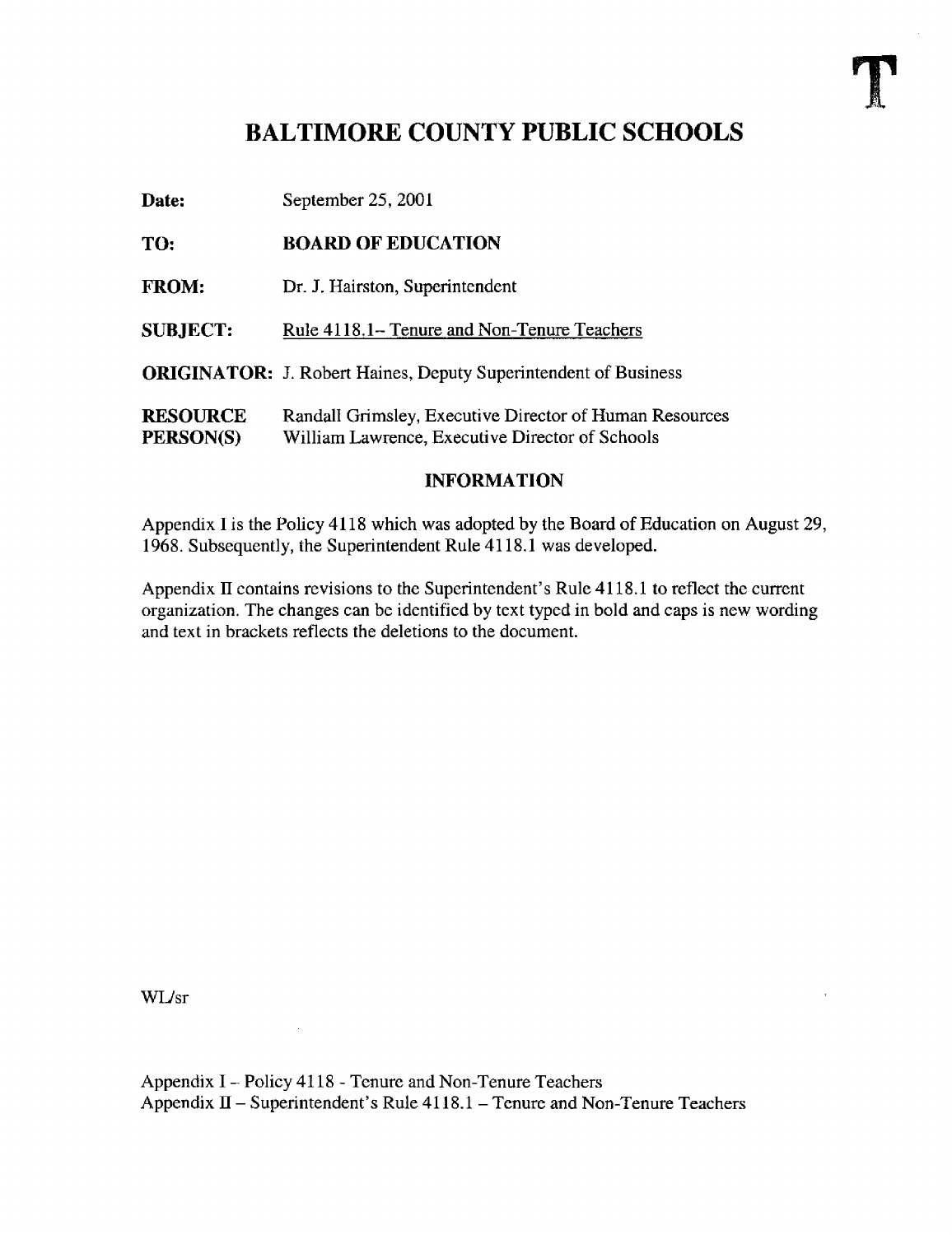T

# BALTIMORE COUNTY PUBLIC SCHOOLS

**Date:** September 25, 2001

**TO:** **BOARD OF EDUCATION**

**FROM:** Dr. J. Hairston, Superintendent

**SUBJECT:** Rule 4118.1– Tenure and Non-Tenure Teachers

**ORIGINATOR:** J. Robert Haines, Deputy Superintendent of Business

**RESOURCE PERSON(S)** Randall Grimsley, Executive Director of Human Resources
William Lawrence, Executive Director of Schools

## INFORMATION

Appendix I is the Policy 4118 which was adopted by the Board of Education on August 29, 1968. Subsequently, the Superintendent Rule 4118.1 was developed.

Appendix II contains revisions to the Superintendent's Rule 4118.1 to reflect the current organization. The changes can be identified by text typed in bold and caps is new wording and text in brackets reflects the deletions to the document.

WL/sr

Appendix I – Policy 4118 - Tenure and Non-Tenure Teachers
Appendix II – Superintendent's Rule 4118.1 – Tenure and Non-Tenure Teachers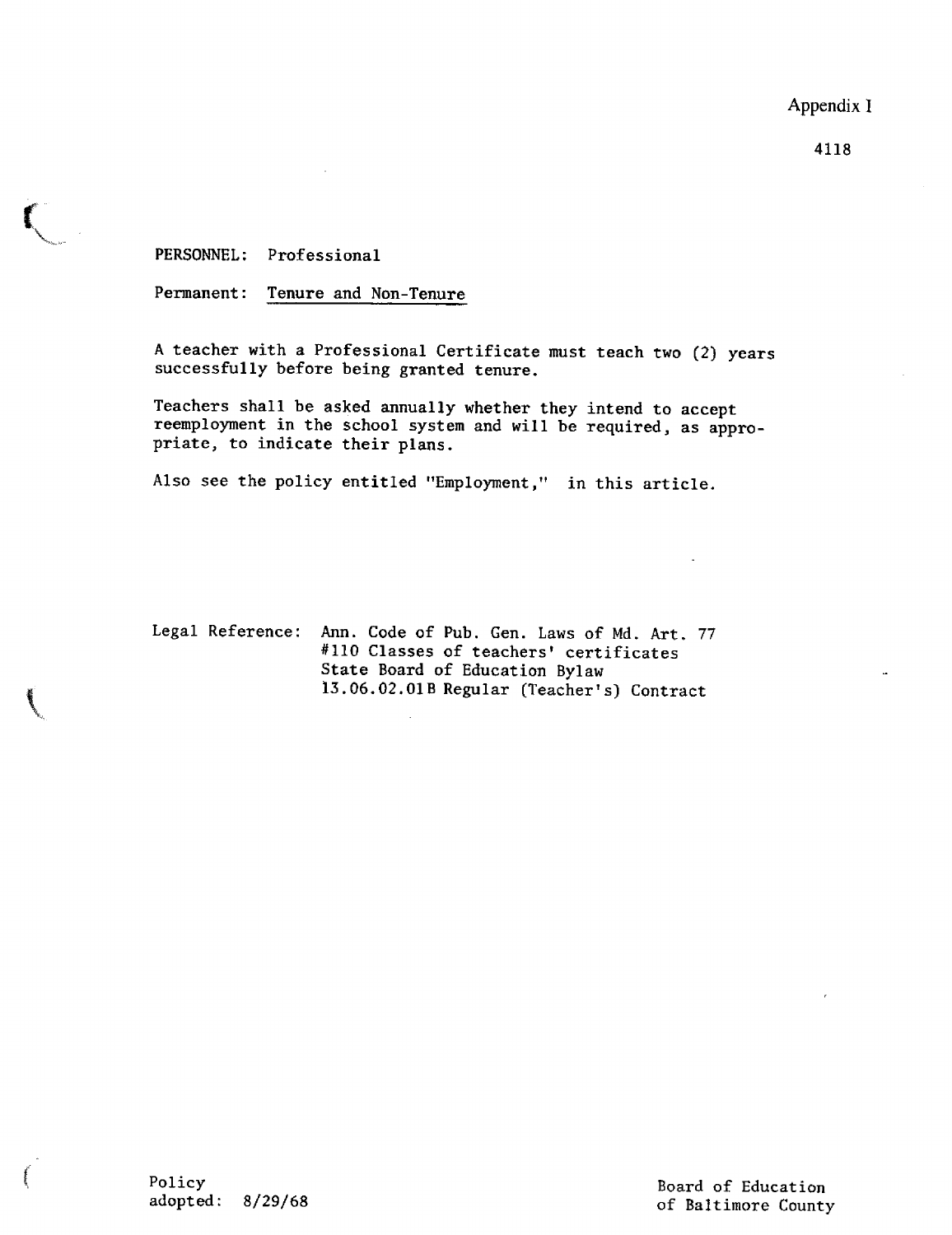Appendix I

4118

PERSONNEL: Professional

Permanent: Tenure and Non-Tenure

A teacher with a Professional Certificate must teach two (2) years successfully before being granted tenure.

Teachers shall be asked annually whether they intend to accept reemployment in the school system and will be required, as appropriate, to indicate their plans.

Also see the policy entitled "Employment," in this article.

Legal Reference: Ann. Code of Pub. Gen. Laws of Md. Art. 77
#110 Classes of teachers' certificates
State Board of Education Bylaw
13.06.02.01B Regular (Teacher's) Contract

Policy
adopted: 8/29/68

Board of Education
of Baltimore County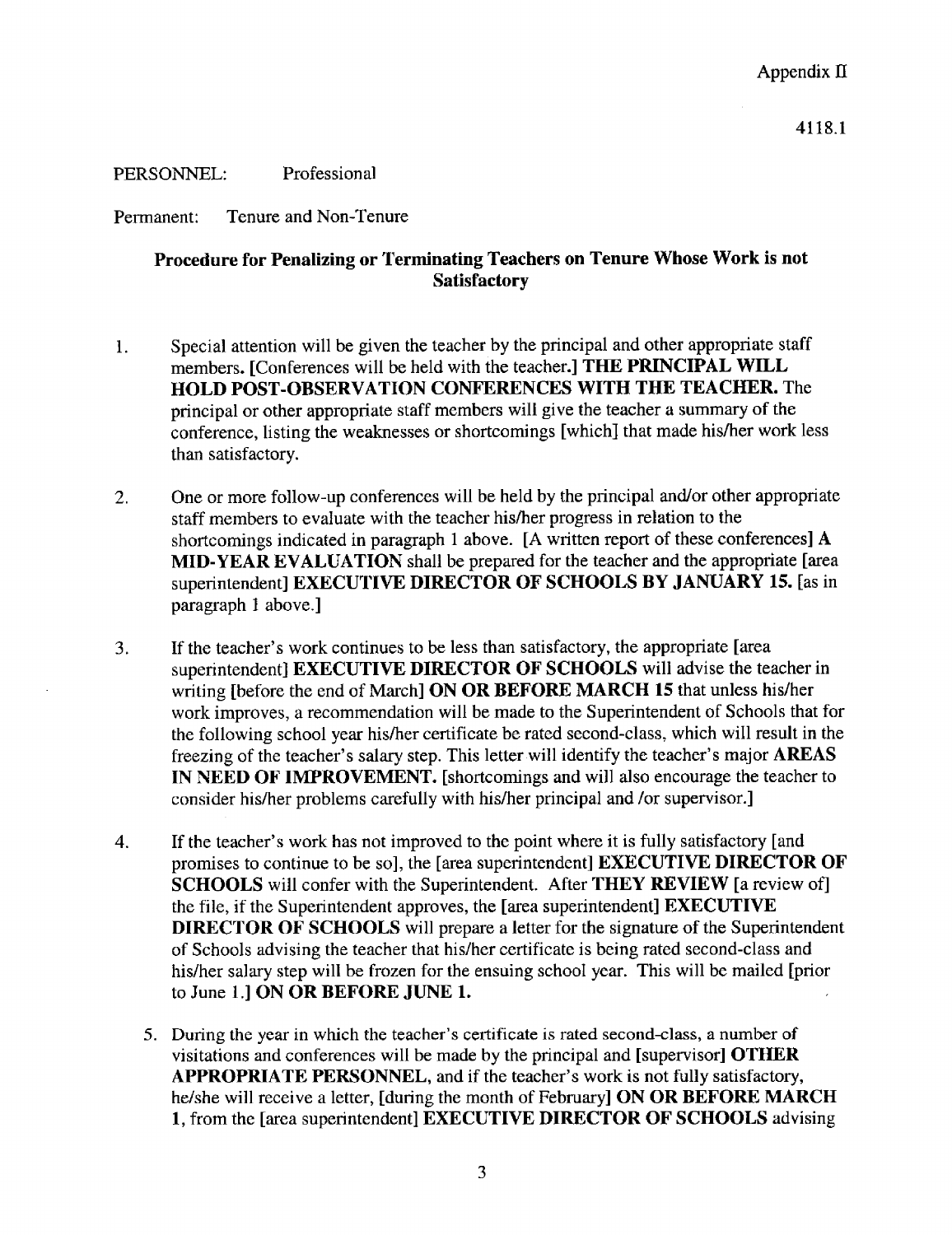Appendix II

4118.1

PERSONNEL: Professional

Permanent: Tenure and Non-Tenure

### Procedure for Penalizing or Terminating Teachers on Tenure Whose Work is not Satisfactory

1. Special attention will be given the teacher by the principal and other appropriate staff members. [Conferences will be held with the teacher.] **THE PRINCIPAL WILL HOLD POST-OBSERVATION CONFERENCES WITH THE TEACHER.** The principal or other appropriate staff members will give the teacher a summary of the conference, listing the weaknesses or shortcomings [which] that made his/her work less than satisfactory.

2. One or more follow-up conferences will be held by the principal and/or other appropriate staff members to evaluate with the teacher his/her progress in relation to the shortcomings indicated in paragraph 1 above. [A written report of these conferences] **A MID-YEAR EVALUATION** shall be prepared for the teacher and the appropriate [area superintendent] **EXECUTIVE DIRECTOR OF SCHOOLS BY JANUARY 15.** [as in paragraph 1 above.]

3. If the teacher's work continues to be less than satisfactory, the appropriate [area superintendent] **EXECUTIVE DIRECTOR OF SCHOOLS** will advise the teacher in writing [before the end of March] **ON OR BEFORE MARCH 15** that unless his/her work improves, a recommendation will be made to the Superintendent of Schools that for the following school year his/her certificate be rated second-class, which will result in the freezing of the teacher's salary step. This letter will identify the teacher's major **AREAS IN NEED OF IMPROVEMENT.** [shortcomings and will also encourage the teacher to consider his/her problems carefully with his/her principal and /or supervisor.]

4. If the teacher's work has not improved to the point where it is fully satisfactory [and promises to continue to be so], the [area superintendent] **EXECUTIVE DIRECTOR OF SCHOOLS** will confer with the Superintendent. After **THEY REVIEW** [a review of] the file, if the Superintendent approves, the [area superintendent] **EXECUTIVE DIRECTOR OF SCHOOLS** will prepare a letter for the signature of the Superintendent of Schools advising the teacher that his/her certificate is being rated second-class and his/her salary step will be frozen for the ensuing school year. This will be mailed [prior to June 1.] **ON OR BEFORE JUNE 1.**

5. During the year in which the teacher's certificate is rated second-class, a number of visitations and conferences will be made by the principal and [supervisor] **OTHER APPROPRIATE PERSONNEL**, and if the teacher's work is not fully satisfactory, he/she will receive a letter, [during the month of February] **ON OR BEFORE MARCH 1**, from the [area superintendent] **EXECUTIVE DIRECTOR OF SCHOOLS** advising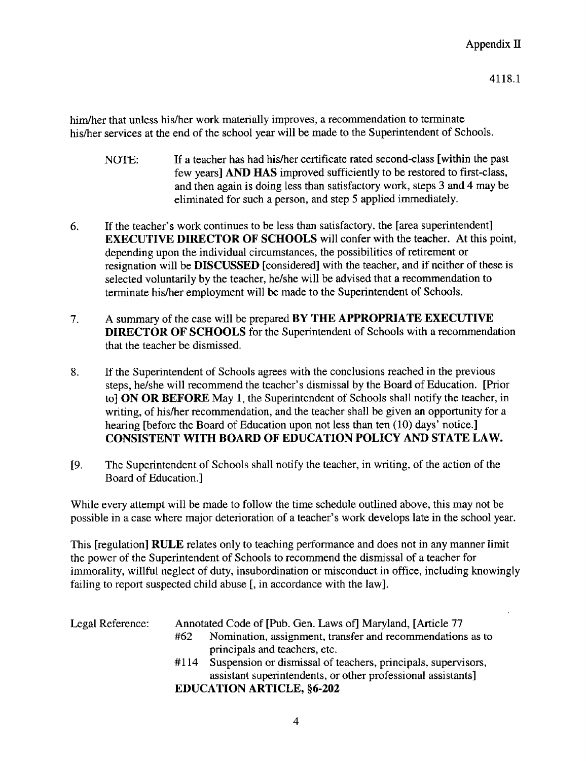him/her that unless his/her work materially improves, a recommendation to terminate his/her services at the end of the school year will be made to the Superintendent of Schools.

> NOTE: If a teacher has had his/her certificate rated second-class [within the past few years] **AND HAS** improved sufficiently to be restored to first-class, and then again is doing less than satisfactory work, steps 3 and 4 may be eliminated for such a person, and step 5 applied immediately.

6. If the teacher's work continues to be less than satisfactory, the [area superintendent] **EXECUTIVE DIRECTOR OF SCHOOLS** will confer with the teacher. At this point, depending upon the individual circumstances, the possibilities of retirement or resignation will be **DISCUSSED** [considered] with the teacher, and if neither of these is selected voluntarily by the teacher, he/she will be advised that a recommendation to terminate his/her employment will be made to the Superintendent of Schools.

7. A summary of the case will be prepared **BY THE APPROPRIATE EXECUTIVE DIRECTOR OF SCHOOLS** for the Superintendent of Schools with a recommendation that the teacher be dismissed.

8. If the Superintendent of Schools agrees with the conclusions reached in the previous steps, he/she will recommend the teacher's dismissal by the Board of Education. [Prior to] **ON OR BEFORE** May 1, the Superintendent of Schools shall notify the teacher, in writing, of his/her recommendation, and the teacher shall be given an opportunity for a hearing [before the Board of Education upon not less than ten (10) days' notice.] **CONSISTENT WITH BOARD OF EDUCATION POLICY AND STATE LAW.**

[9. The Superintendent of Schools shall notify the teacher, in writing, of the action of the Board of Education.]

While every attempt will be made to follow the time schedule outlined above, this may not be possible in a case where major deterioration of a teacher's work develops late in the school year.

This [regulation] **RULE** relates only to teaching performance and does not in any manner limit the power of the Superintendent of Schools to recommend the dismissal of a teacher for immorality, willful neglect of duty, insubordination or misconduct in office, including knowingly failing to report suspected child abuse [, in accordance with the law].

Legal Reference: Annotated Code of [Pub. Gen. Laws of] Maryland, [Article 77

- #62 Nomination, assignment, transfer and recommendations as to principals and teachers, etc.
- #114 Suspension or dismissal of teachers, principals, supervisors, assistant superintendents, or other professional assistants]

**EDUCATION ARTICLE, §6-202**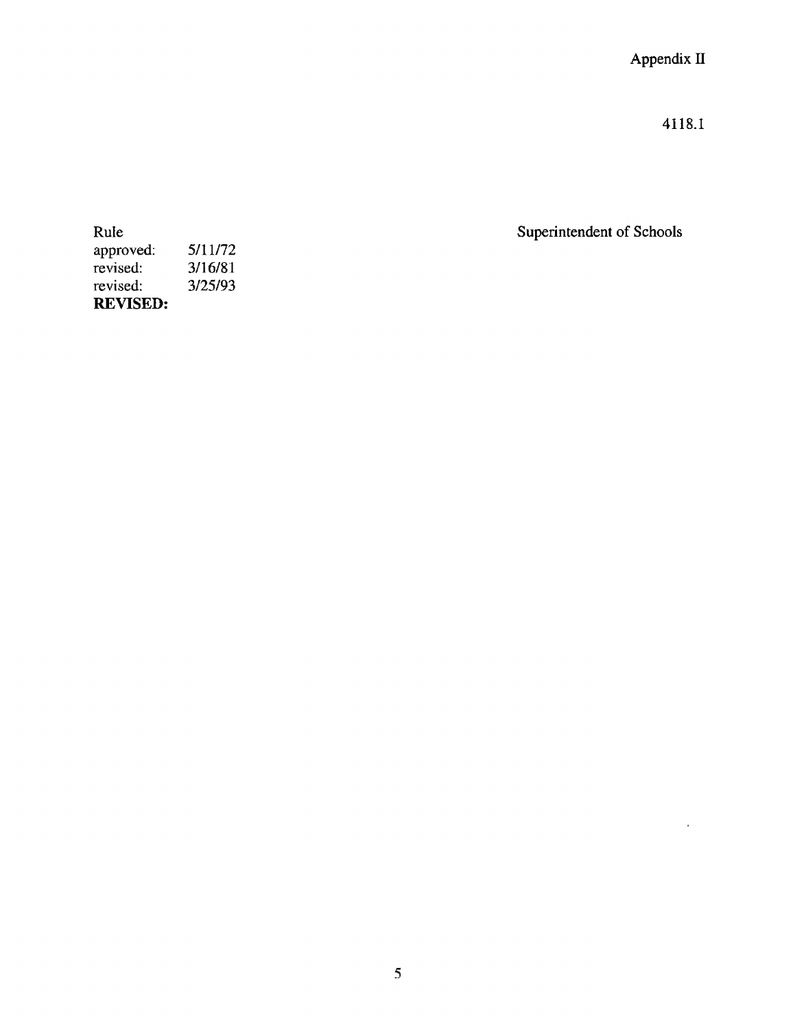Appendix II

4118.1

Superintendent of Schools

| | |
|---|---|
| Rule | |
| approved: | 5/11/72 |
| revised: | 3/16/81 |
| revised: | 3/25/93 |
| **REVISED:** | |